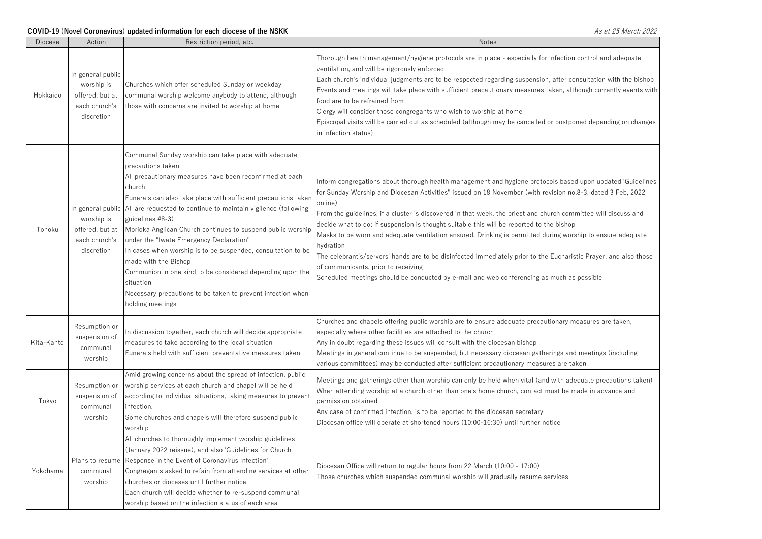**COVID-19 (Novel Coronavirus) updated information for each diocese of the NSKK**

*As at 25 March 2022*

| Diocese | Action | Restriction period, etc. | Notes |
|---|---|---|---|
| Hokkaido | In general public worship is offered, but at each church's discretion | Churches which offer scheduled Sunday or weekday communal worship welcome anybody to attend, although those with concerns are invited to worship at home | Thorough health management/hygiene protocols are in place - especially for infection control and adequate ventilation, and will be rigorously enforced<br>Each church's individual judgments are to be respected regarding suspension, after consultation with the bishop<br>Events and meetings will take place with sufficient precautionary measures taken, although currently events with food are to be refrained from<br>Clergy will consider those congregants who wish to worship at home<br>Episcopal visits will be carried out as scheduled (although may be cancelled or postponed depending on changes in infection status) |
| Tohoku | In general public worship is offered, but at each church's discretion | Communal Sunday worship can take place with adequate precautions taken<br>All precautionary measures have been reconfirmed at each church<br>Funerals can also take place with sufficient precautions taken<br>All are requested to continue to maintain vigilence (following guidelines #8-3)<br>Morioka Anglican Church continues to suspend public worship under the "Iwate Emergency Declaration"<br>In cases when worship is to be suspended, consultation to be made with the Bishop<br>Communion in one kind to be considered depending upon the situation<br>Necessary precautions to be taken to prevent infection when holding meetings | Inform congregations about thorough health management and hygiene protocols based upon updated 'Guidelines for Sunday Worship and Diocesan Activities" issued on 18 November (with revision no.8-3, dated 3 Feb, 2022 online)<br>From the guidelines, if a cluster is discovered in that week, the priest and church committee will discuss and decide what to do; if suspension is thought suitable this will be reported to the bishop<br>Masks to be worn and adequate ventilation ensured. Drinking is permitted during worship to ensure adequate hydration<br>The celebrant's/servers' hands are to be disinfected immediately prior to the Eucharistic Prayer, and also those of communicants, prior to receiving<br>Scheduled meetings should be conducted by e-mail and web conferencing as much as possible |
| Kita-Kanto | Resumption or suspension of communal worship | In discussion together, each church will decide appropriate measures to take according to the local situation<br>Funerals held with sufficient preventative measures taken | Churches and chapels offering public worship are to ensure adequate precautionary measures are taken, especially where other facilities are attached to the church<br>Any in doubt regarding these issues will consult with the diocesan bishop<br>Meetings in general continue to be suspended, but necessary diocesan gatherings and meetings (including various committees) may be conducted after sufficient precautionary measures are taken |
| Tokyo | Resumption or suspension of communal worship | Amid growing concerns about the spread of infection, public worship services at each church and chapel will be held according to individual situations, taking measures to prevent infection.<br>Some churches and chapels will therefore suspend public worship | Meetings and gatherings other than worship can only be held when vital (and with adequate precautions taken)<br>When attending worship at a church other than one's home church, contact must be made in advance and permission obtained<br>Any case of confirmed infection, is to be reported to the diocesan secretary<br>Diocesan office will operate at shortened hours (10:00-16:30) until further notice |
| Yokohama | Plans to resume communal worship | All churches to thoroughly implement worship guidelines (January 2022 reissue), and also 'Guidelines for Church Response in the Event of Coronavirus Infection'<br>Congregants asked to refrain from attending services at other churches or dioceses until further notice<br>Each church will decide whether to re-suspend communal worship based on the infection status of each area | Diocesan Office will return to regular hours from 22 March (10:00 - 17:00)<br>Those churches which suspended communal worship will gradually resume services |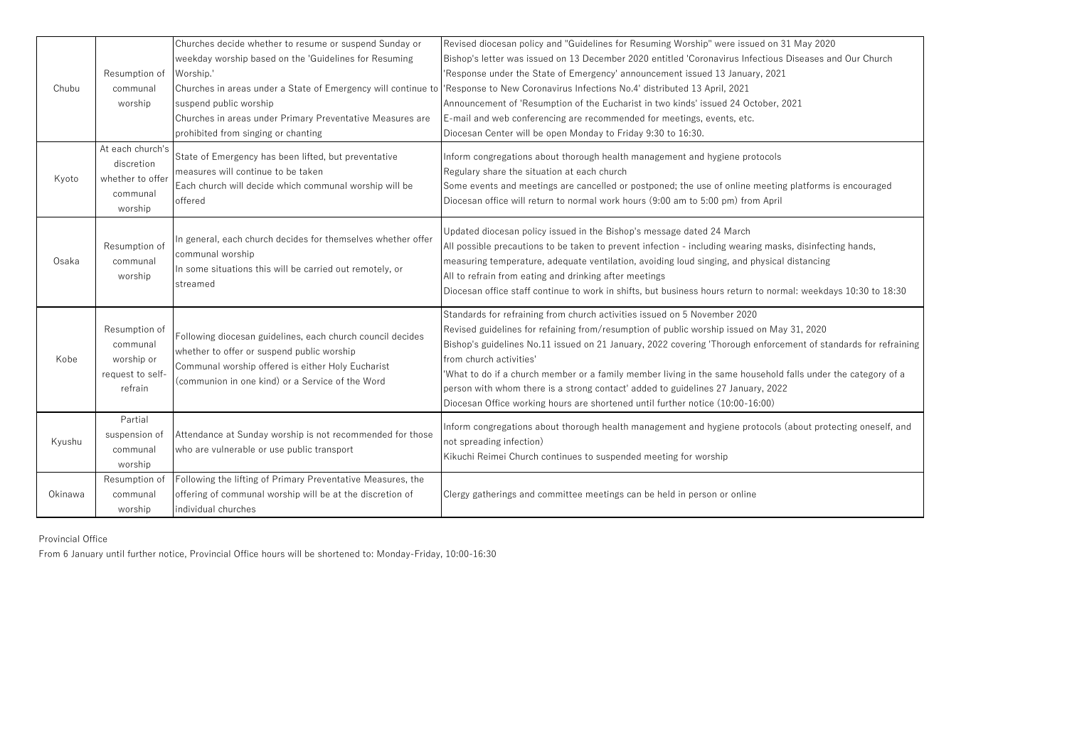| | | | |
|---|---|---|---|
| Chubu | Resumption of communal worship | Churches decide whether to resume or suspend Sunday or weekday worship based on the 'Guidelines for Resuming Worship.'<br>Churches in areas under a State of Emergency will continue to suspend public worship<br>Churches in areas under Primary Preventative Measures are prohibited from singing or chanting | Revised diocesan policy and "Guidelines for Resuming Worship" were issued on 31 May 2020<br>Bishop's letter was issued on 13 December 2020 entitled 'Coronavirus Infectious Diseases and Our Church<br>'Response under the State of Emergency' announcement issued 13 January, 2021<br>'Response to New Coronavirus Infections No.4' distributed 13 April, 2021<br>Announcement of 'Resumption of the Eucharist in two kinds' issued 24 October, 2021<br>E-mail and web conferencing are recommended for meetings, events, etc.<br>Diocesan Center will be open Monday to Friday 9:30 to 16:30. |
| Kyoto | At each church's discretion whether to offer communal worship | State of Emergency has been lifted, but preventative measures will continue to be taken<br>Each church will decide which communal worship will be offered | Inform congregations about thorough health management and hygiene protocols<br>Regulary share the situation at each church<br>Some events and meetings are cancelled or postponed; the use of online meeting platforms is encouraged<br>Diocesan office will return to normal work hours (9:00 am to 5:00 pm) from April |
| Osaka | Resumption of communal worship | In general, each church decides for themselves whether offer communal worship<br>In some situations this will be carried out remotely, or streamed | Updated diocesan policy issued in the Bishop's message dated 24 March<br>All possible precautions to be taken to prevent infection - including wearing masks, disinfecting hands, measuring temperature, adequate ventilation, avoiding loud singing, and physical distancing<br>All to refrain from eating and drinking after meetings<br>Diocesan office staff continue to work in shifts, but business hours return to normal: weekdays 10:30 to 18:30 |
| Kobe | Resumption of communal worship or request to self-refrain | Following diocesan guidelines, each church council decides whether to offer or suspend public worship<br>Communal worship offered is either Holy Eucharist (communion in one kind) or a Service of the Word | Standards for refraining from church activities issued on 5 November 2020<br>Revised guidelines for refaining from/resumption of public worship issued on May 31, 2020<br>Bishop's guidelines No.11 issued on 21 January, 2022 covering 'Thorough enforcement of standards for refraining from church activities'<br>'What to do if a church member or a family member living in the same household falls under the category of a person with whom there is a strong contact' added to guidelines 27 January, 2022<br>Diocesan Office working hours are shortened until further notice (10:00-16:00) |
| Kyushu | Partial suspension of communal worship | Attendance at Sunday worship is not recommended for those who are vulnerable or use public transport | Inform congregations about thorough health management and hygiene protocols (about protecting oneself, and not spreading infection)<br>Kikuchi Reimei Church continues to suspended meeting for worship |
| Okinawa | Resumption of communal worship | Following the lifting of Primary Preventative Measures, the offering of communal worship will be at the discretion of individual churches | Clergy gatherings and committee meetings can be held in person or online |

Provincial Office

From 6 January until further notice, Provincial Office hours will be shortened to: Monday-Friday, 10:00-16:30